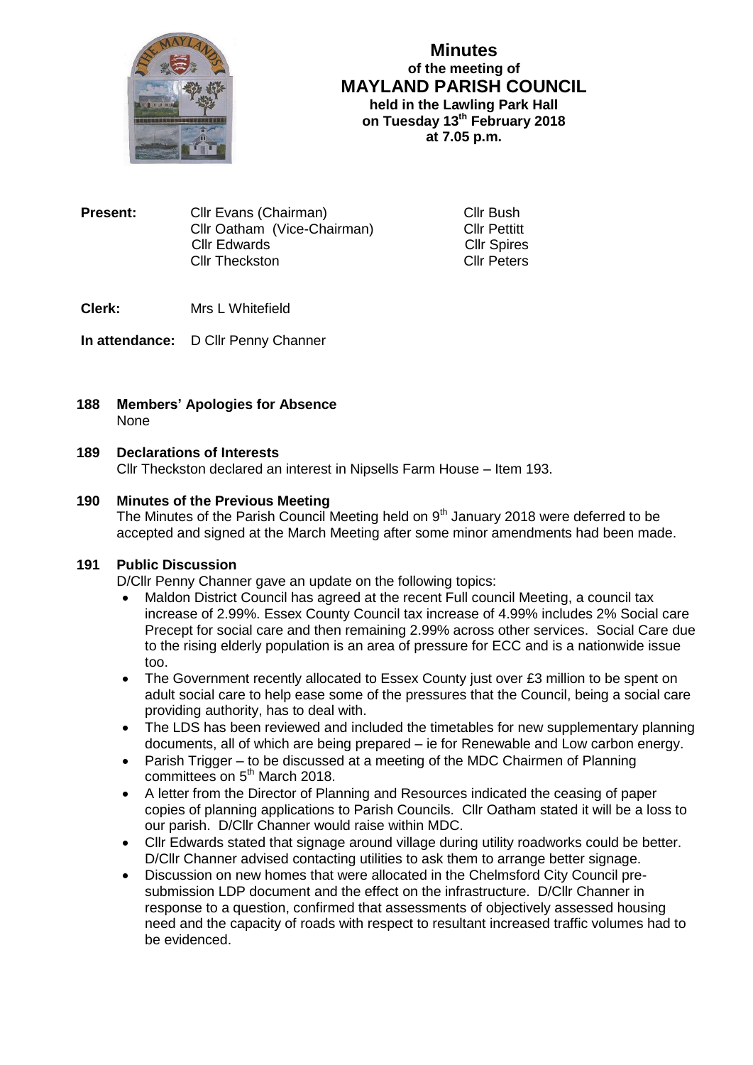# Minutes
## of the meeting of
## MAYLAND PARISH COUNCIL
### held in the Lawling Park Hall
### on Tuesday 13th February 2018
### at 7.05 p.m.

**Present:** Cllr Evans (Chairman), Cllr Oatham (Vice-Chairman), Cllr Edwards, Cllr Theckston, Cllr Bush, Cllr Pettitt, Cllr Spires, Cllr Peters

**Clerk:** Mrs L Whitefield

**In attendance:** D Cllr Penny Channer

**188 Members' Apologies for Absence**
None

**189 Declarations of Interests**
Cllr Theckston declared an interest in Nipsells Farm House – Item 193.

**190 Minutes of the Previous Meeting**
The Minutes of the Parish Council Meeting held on 9th January 2018 were deferred to be accepted and signed at the March Meeting after some minor amendments had been made.

**191 Public Discussion**
D/Cllr Penny Channer gave an update on the following topics:

- Maldon District Council has agreed at the recent Full council Meeting, a council tax increase of 2.99%. Essex County Council tax increase of 4.99% includes 2% Social care Precept for social care and then remaining 2.99% across other services. Social Care due to the rising elderly population is an area of pressure for ECC and is a nationwide issue too.
- The Government recently allocated to Essex County just over £3 million to be spent on adult social care to help ease some of the pressures that the Council, being a social care providing authority, has to deal with.
- The LDS has been reviewed and included the timetables for new supplementary planning documents, all of which are being prepared – ie for Renewable and Low carbon energy.
- Parish Trigger – to be discussed at a meeting of the MDC Chairmen of Planning committees on 5th March 2018.
- A letter from the Director of Planning and Resources indicated the ceasing of paper copies of planning applications to Parish Councils. Cllr Oatham stated it will be a loss to our parish. D/Cllr Channer would raise within MDC.
- Cllr Edwards stated that signage around village during utility roadworks could be better. D/Cllr Channer advised contacting utilities to ask them to arrange better signage.
- Discussion on new homes that were allocated in the Chelmsford City Council pre-submission LDP document and the effect on the infrastructure. D/Cllr Channer in response to a question, confirmed that assessments of objectively assessed housing need and the capacity of roads with respect to resultant increased traffic volumes had to be evidenced.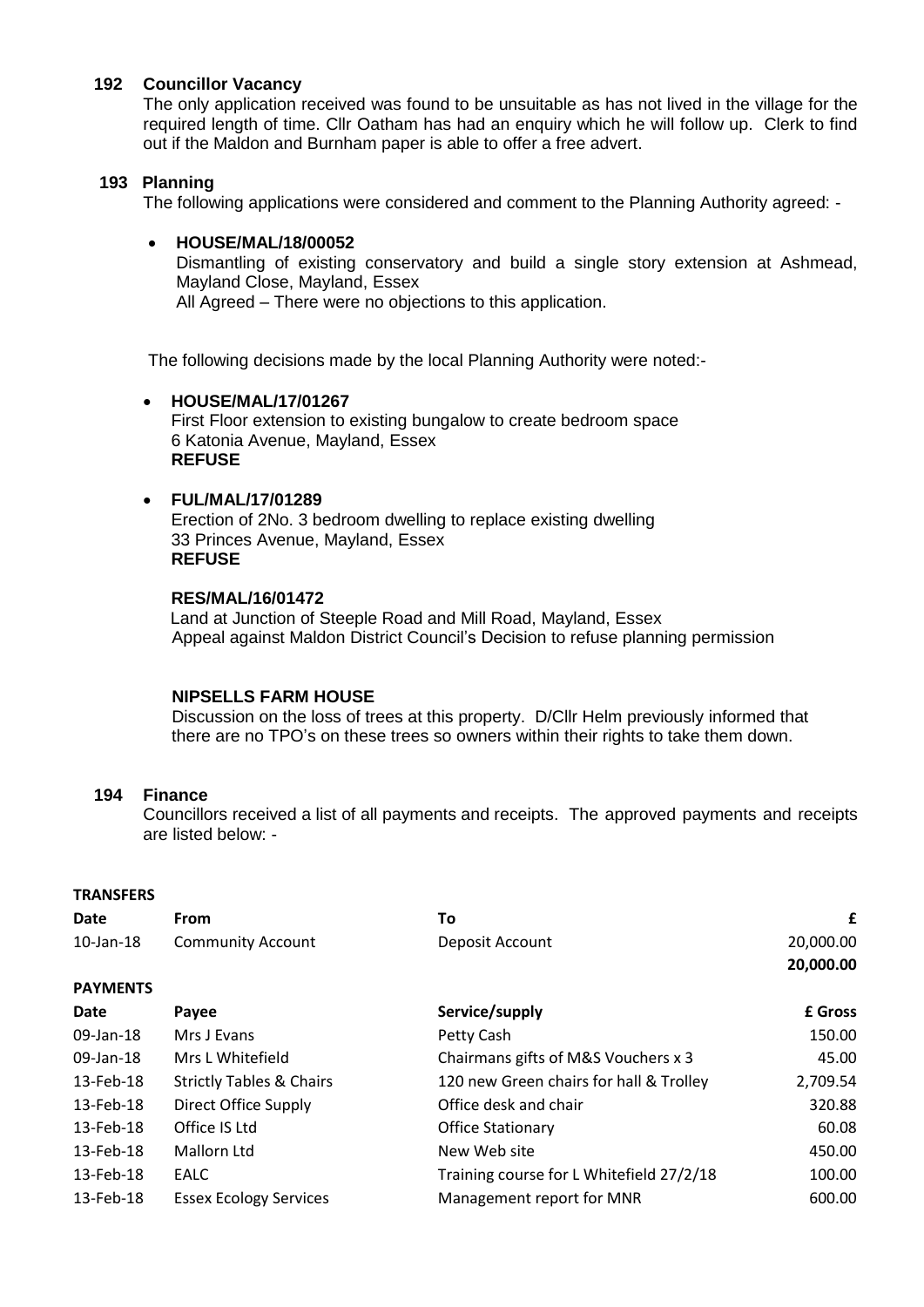## 192 Councillor Vacancy

The only application received was found to be unsuitable as has not lived in the village for the required length of time. Cllr Oatham has had an enquiry which he will follow up. Clerk to find out if the Maldon and Burnham paper is able to offer a free advert.

## 193 Planning

The following applications were considered and comment to the Planning Authority agreed: -

- **HOUSE/MAL/18/00052**
  Dismantling of existing conservatory and build a single story extension at Ashmead, Mayland Close, Mayland, Essex
  All Agreed – There were no objections to this application.

The following decisions made by the local Planning Authority were noted:-

- **HOUSE/MAL/17/01267**
  First Floor extension to existing bungalow to create bedroom space
  6 Katonia Avenue, Mayland, Essex
  **REFUSE**

- **FUL/MAL/17/01289**
  Erection of 2No. 3 bedroom dwelling to replace existing dwelling
  33 Princes Avenue, Mayland, Essex
  **REFUSE**

**RES/MAL/16/01472**
Land at Junction of Steeple Road and Mill Road, Mayland, Essex
Appeal against Maldon District Council's Decision to refuse planning permission

**NIPSELLS FARM HOUSE**
Discussion on the loss of trees at this property. D/Cllr Helm previously informed that there are no TPO's on these trees so owners within their rights to take them down.

## 194 Finance

Councillors received a list of all payments and receipts. The approved payments and receipts are listed below: -

**TRANSFERS**

| Date | From | To | £ |
|---|---|---|---|
| 10-Jan-18 | Community Account | Deposit Account | 20,000.00 |
| | | | **20,000.00** |

**PAYMENTS**

| Date | Payee | Service/supply | £ Gross |
|---|---|---|---|
| 09-Jan-18 | Mrs J Evans | Petty Cash | 150.00 |
| 09-Jan-18 | Mrs L Whitefield | Chairmans gifts of M&S Vouchers x 3 | 45.00 |
| 13-Feb-18 | Strictly Tables & Chairs | 120 new Green chairs for hall & Trolley | 2,709.54 |
| 13-Feb-18 | Direct Office Supply | Office desk and chair | 320.88 |
| 13-Feb-18 | Office IS Ltd | Office Stationary | 60.08 |
| 13-Feb-18 | Mallorn Ltd | New Web site | 450.00 |
| 13-Feb-18 | EALC | Training course for L Whitefield 27/2/18 | 100.00 |
| 13-Feb-18 | Essex Ecology Services | Management report for MNR | 600.00 |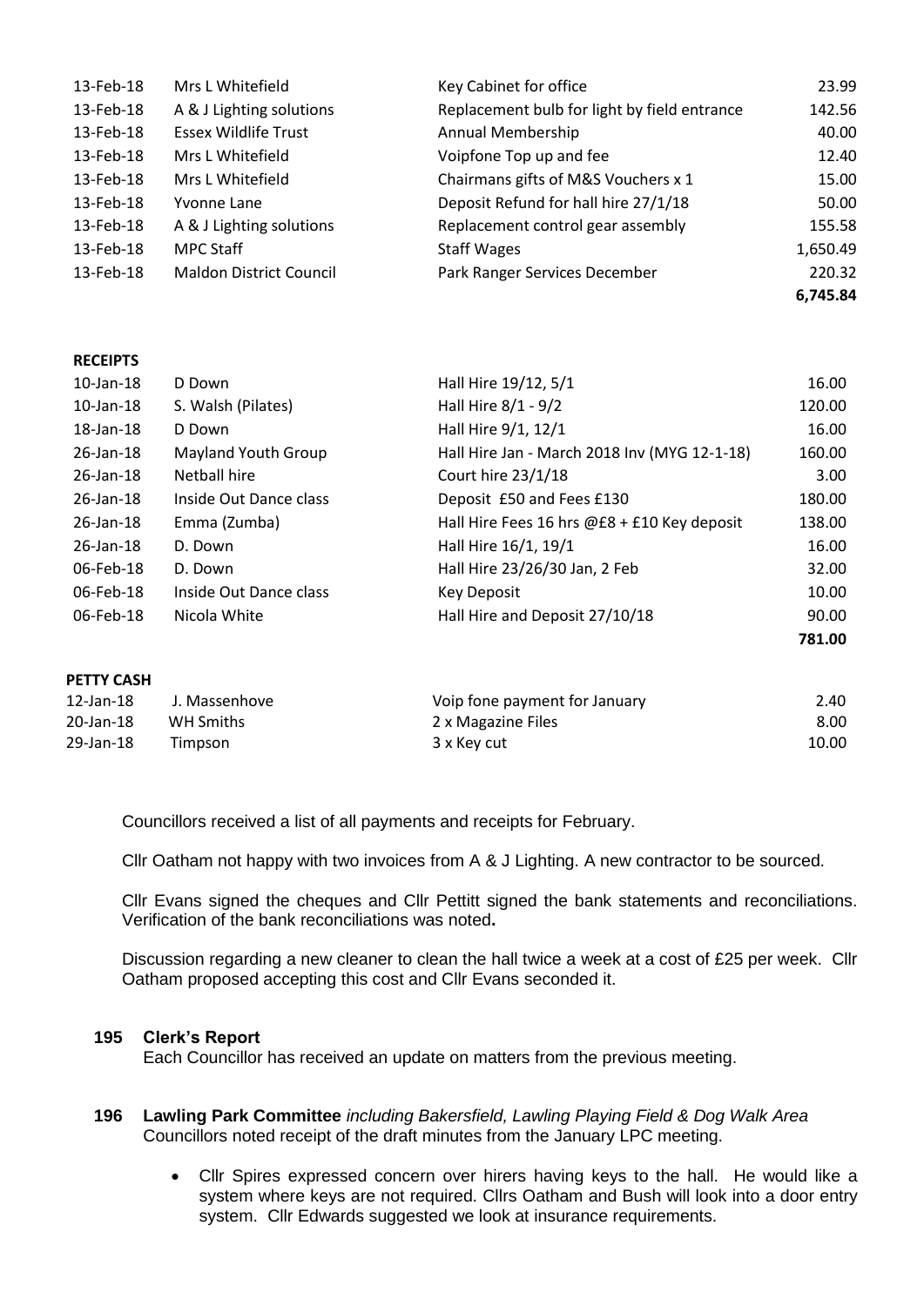| | | | |
|---|---|---|---|
| 13-Feb-18 | Mrs L Whitefield | Key Cabinet for office | 23.99 |
| 13-Feb-18 | A & J Lighting solutions | Replacement bulb for light by field entrance | 142.56 |
| 13-Feb-18 | Essex Wildlife Trust | Annual Membership | 40.00 |
| 13-Feb-18 | Mrs L Whitefield | Voipfone Top up and fee | 12.40 |
| 13-Feb-18 | Mrs L Whitefield | Chairmans gifts of M&S Vouchers x 1 | 15.00 |
| 13-Feb-18 | Yvonne Lane | Deposit Refund for hall hire 27/1/18 | 50.00 |
| 13-Feb-18 | A & J Lighting solutions | Replacement control gear assembly | 155.58 |
| 13-Feb-18 | MPC Staff | Staff Wages | 1,650.49 |
| 13-Feb-18 | Maldon District Council | Park Ranger Services December | 220.32 |
| | | | **6,745.84** |

**RECEIPTS**

| | | | |
|---|---|---|---|
| 10-Jan-18 | D Down | Hall Hire 19/12, 5/1 | 16.00 |
| 10-Jan-18 | S. Walsh (Pilates) | Hall Hire 8/1 - 9/2 | 120.00 |
| 18-Jan-18 | D Down | Hall Hire 9/1, 12/1 | 16.00 |
| 26-Jan-18 | Mayland Youth Group | Hall Hire Jan - March 2018 Inv (MYG 12-1-18) | 160.00 |
| 26-Jan-18 | Netball hire | Court hire 23/1/18 | 3.00 |
| 26-Jan-18 | Inside Out Dance class | Deposit £50 and Fees £130 | 180.00 |
| 26-Jan-18 | Emma (Zumba) | Hall Hire Fees 16 hrs @£8 + £10 Key deposit | 138.00 |
| 26-Jan-18 | D. Down | Hall Hire 16/1, 19/1 | 16.00 |
| 06-Feb-18 | D. Down | Hall Hire 23/26/30 Jan, 2 Feb | 32.00 |
| 06-Feb-18 | Inside Out Dance class | Key Deposit | 10.00 |
| 06-Feb-18 | Nicola White | Hall Hire and Deposit 27/10/18 | 90.00 |
| | | | **781.00** |

**PETTY CASH**

| | | | |
|---|---|---|---|
| 12-Jan-18 | J. Massenhove | Voip fone payment for January | 2.40 |
| 20-Jan-18 | WH Smiths | 2 x Magazine Files | 8.00 |
| 29-Jan-18 | Timpson | 3 x Key cut | 10.00 |

Councillors received a list of all payments and receipts for February.

Cllr Oatham not happy with two invoices from A & J Lighting. A new contractor to be sourced.

Cllr Evans signed the cheques and Cllr Pettitt signed the bank statements and reconciliations. Verification of the bank reconciliations was noted**.**

Discussion regarding a new cleaner to clean the hall twice a week at a cost of £25 per week. Cllr Oatham proposed accepting this cost and Cllr Evans seconded it.

### 195 Clerk's Report

Each Councillor has received an update on matters from the previous meeting.

### 196 Lawling Park Committee *including Bakersfield, Lawling Playing Field & Dog Walk Area*

Councillors noted receipt of the draft minutes from the January LPC meeting.

- Cllr Spires expressed concern over hirers having keys to the hall. He would like a system where keys are not required. Cllrs Oatham and Bush will look into a door entry system. Cllr Edwards suggested we look at insurance requirements.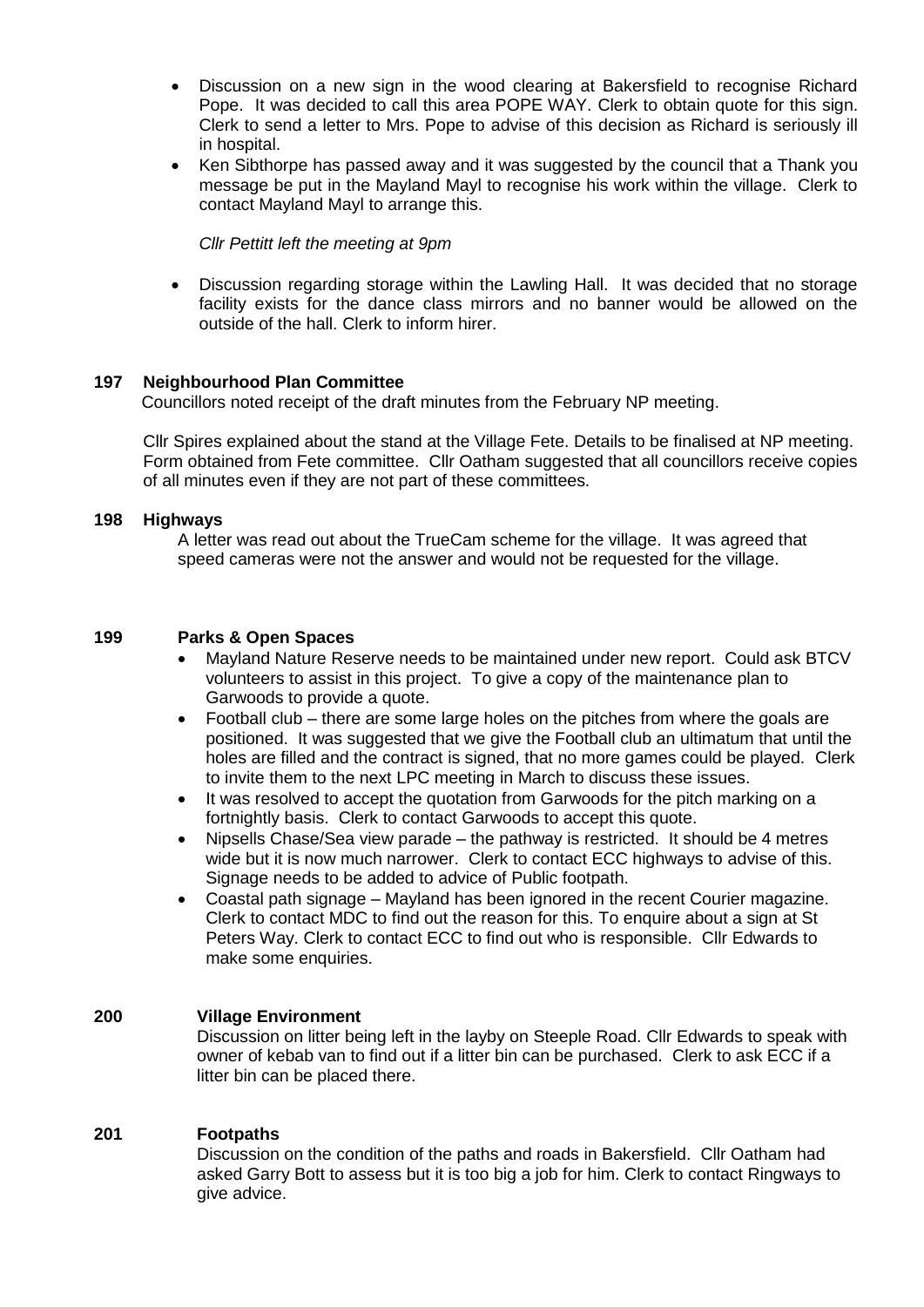- Discussion on a new sign in the wood clearing at Bakersfield to recognise Richard Pope. It was decided to call this area POPE WAY. Clerk to obtain quote for this sign. Clerk to send a letter to Mrs. Pope to advise of this decision as Richard is seriously ill in hospital.
- Ken Sibthorpe has passed away and it was suggested by the council that a Thank you message be put in the Mayland Mayl to recognise his work within the village. Clerk to contact Mayland Mayl to arrange this.

*Cllr Pettitt left the meeting at 9pm*

- Discussion regarding storage within the Lawling Hall. It was decided that no storage facility exists for the dance class mirrors and no banner would be allowed on the outside of the hall. Clerk to inform hirer.

**197 Neighbourhood Plan Committee**

Councillors noted receipt of the draft minutes from the February NP meeting.

Cllr Spires explained about the stand at the Village Fete. Details to be finalised at NP meeting. Form obtained from Fete committee. Cllr Oatham suggested that all councillors receive copies of all minutes even if they are not part of these committees.

**198 Highways**

A letter was read out about the TrueCam scheme for the village. It was agreed that speed cameras were not the answer and would not be requested for the village.

**199 Parks & Open Spaces**

- Mayland Nature Reserve needs to be maintained under new report. Could ask BTCV volunteers to assist in this project. To give a copy of the maintenance plan to Garwoods to provide a quote.
- Football club – there are some large holes on the pitches from where the goals are positioned. It was suggested that we give the Football club an ultimatum that until the holes are filled and the contract is signed, that no more games could be played. Clerk to invite them to the next LPC meeting in March to discuss these issues.
- It was resolved to accept the quotation from Garwoods for the pitch marking on a fortnightly basis. Clerk to contact Garwoods to accept this quote.
- Nipsells Chase/Sea view parade – the pathway is restricted. It should be 4 metres wide but it is now much narrower. Clerk to contact ECC highways to advise of this. Signage needs to be added to advice of Public footpath.
- Coastal path signage – Mayland has been ignored in the recent Courier magazine. Clerk to contact MDC to find out the reason for this. To enquire about a sign at St Peters Way. Clerk to contact ECC to find out who is responsible. Cllr Edwards to make some enquiries.

**200 Village Environment**

Discussion on litter being left in the layby on Steeple Road. Cllr Edwards to speak with owner of kebab van to find out if a litter bin can be purchased. Clerk to ask ECC if a litter bin can be placed there.

**201 Footpaths**

Discussion on the condition of the paths and roads in Bakersfield. Cllr Oatham had asked Garry Bott to assess but it is too big a job for him. Clerk to contact Ringways to give advice.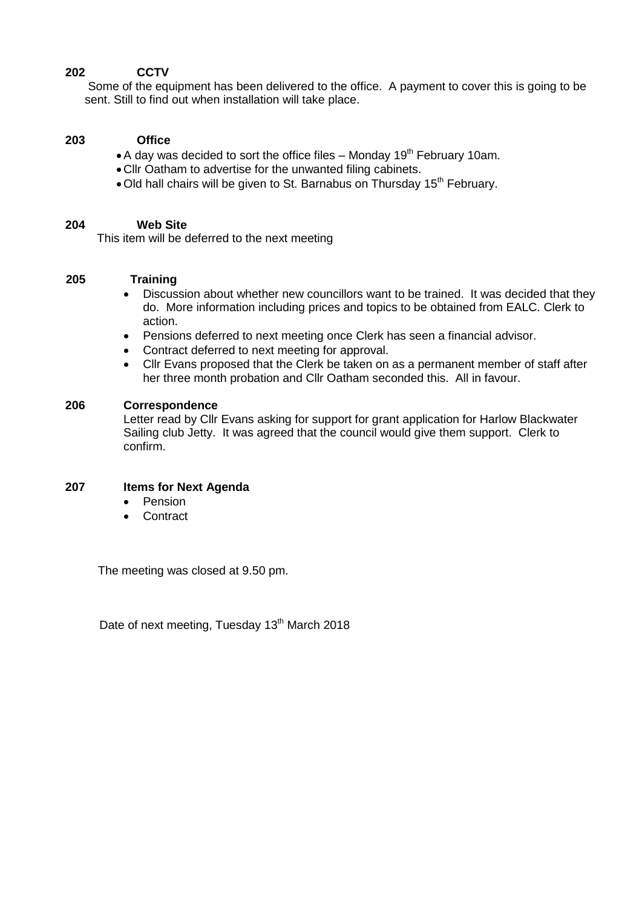## 202 CCTV

Some of the equipment has been delivered to the office. A payment to cover this is going to be sent. Still to find out when installation will take place.

## 203 Office

- A day was decided to sort the office files – Monday 19th February 10am.
- Cllr Oatham to advertise for the unwanted filing cabinets.
- Old hall chairs will be given to St. Barnabus on Thursday 15th February.

## 204 Web Site

This item will be deferred to the next meeting

## 205 Training

- Discussion about whether new councillors want to be trained. It was decided that they do. More information including prices and topics to be obtained from EALC. Clerk to action.
- Pensions deferred to next meeting once Clerk has seen a financial advisor.
- Contract deferred to next meeting for approval.
- Cllr Evans proposed that the Clerk be taken on as a permanent member of staff after her three month probation and Cllr Oatham seconded this. All in favour.

## 206 Correspondence

Letter read by Cllr Evans asking for support for grant application for Harlow Blackwater Sailing club Jetty. It was agreed that the council would give them support. Clerk to confirm.

## 207 Items for Next Agenda

- Pension
- Contract

The meeting was closed at 9.50 pm.

Date of next meeting, Tuesday 13th March 2018